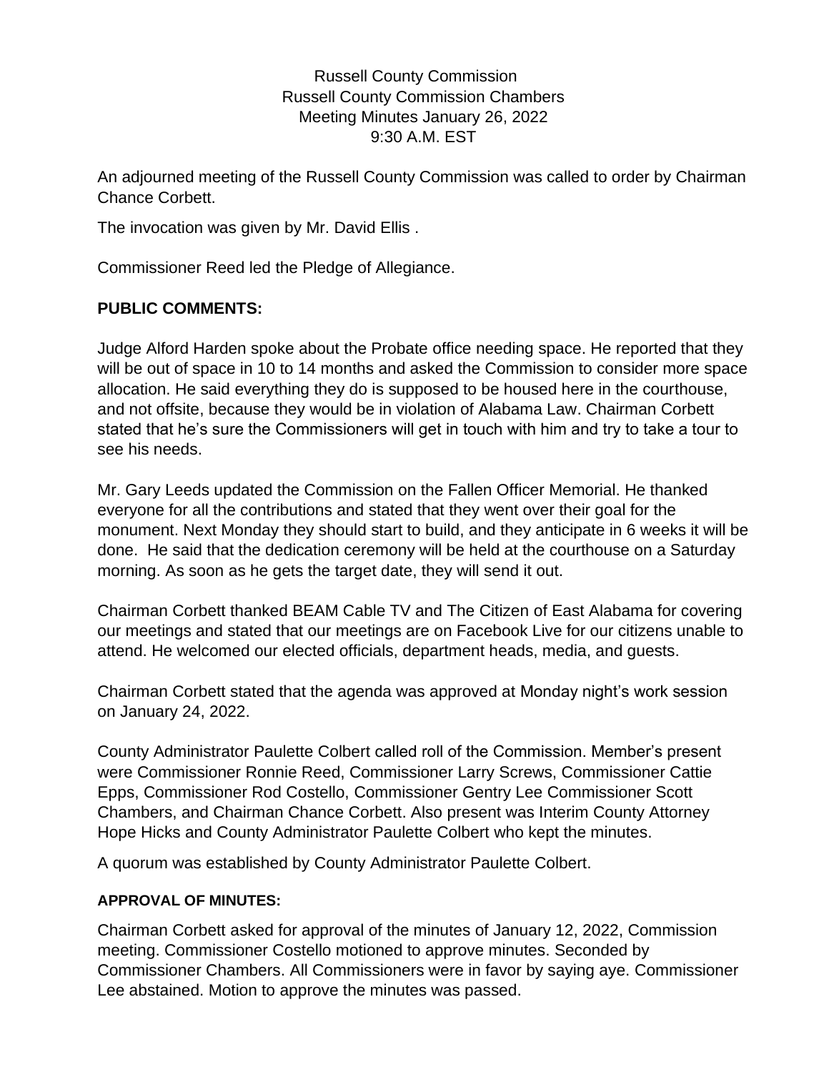Russell County Commission
Russell County Commission Chambers
Meeting Minutes January 26, 2022
9:30 A.M. EST

An adjourned meeting of the Russell County Commission was called to order by Chairman Chance Corbett.

The invocation was given by Mr. David Ellis .

Commissioner Reed led the Pledge of Allegiance.

**PUBLIC COMMENTS:**

Judge Alford Harden spoke about the Probate office needing space. He reported that they will be out of space in 10 to 14 months and asked the Commission to consider more space allocation. He said everything they do is supposed to be housed here in the courthouse, and not offsite, because they would be in violation of Alabama Law. Chairman Corbett stated that he's sure the Commissioners will get in touch with him and try to take a tour to see his needs.

Mr. Gary Leeds updated the Commission on the Fallen Officer Memorial. He thanked everyone for all the contributions and stated that they went over their goal for the monument. Next Monday they should start to build, and they anticipate in 6 weeks it will be done. He said that the dedication ceremony will be held at the courthouse on a Saturday morning. As soon as he gets the target date, they will send it out.

Chairman Corbett thanked BEAM Cable TV and The Citizen of East Alabama for covering our meetings and stated that our meetings are on Facebook Live for our citizens unable to attend. He welcomed our elected officials, department heads, media, and guests.

Chairman Corbett stated that the agenda was approved at Monday night's work session on January 24, 2022.

County Administrator Paulette Colbert called roll of the Commission. Member's present were Commissioner Ronnie Reed, Commissioner Larry Screws, Commissioner Cattie Epps, Commissioner Rod Costello, Commissioner Gentry Lee Commissioner Scott Chambers, and Chairman Chance Corbett. Also present was Interim County Attorney Hope Hicks and County Administrator Paulette Colbert who kept the minutes.

A quorum was established by County Administrator Paulette Colbert.

**APPROVAL OF MINUTES:**

Chairman Corbett asked for approval of the minutes of January 12, 2022, Commission meeting. Commissioner Costello motioned to approve minutes. Seconded by Commissioner Chambers. All Commissioners were in favor by saying aye. Commissioner Lee abstained. Motion to approve the minutes was passed.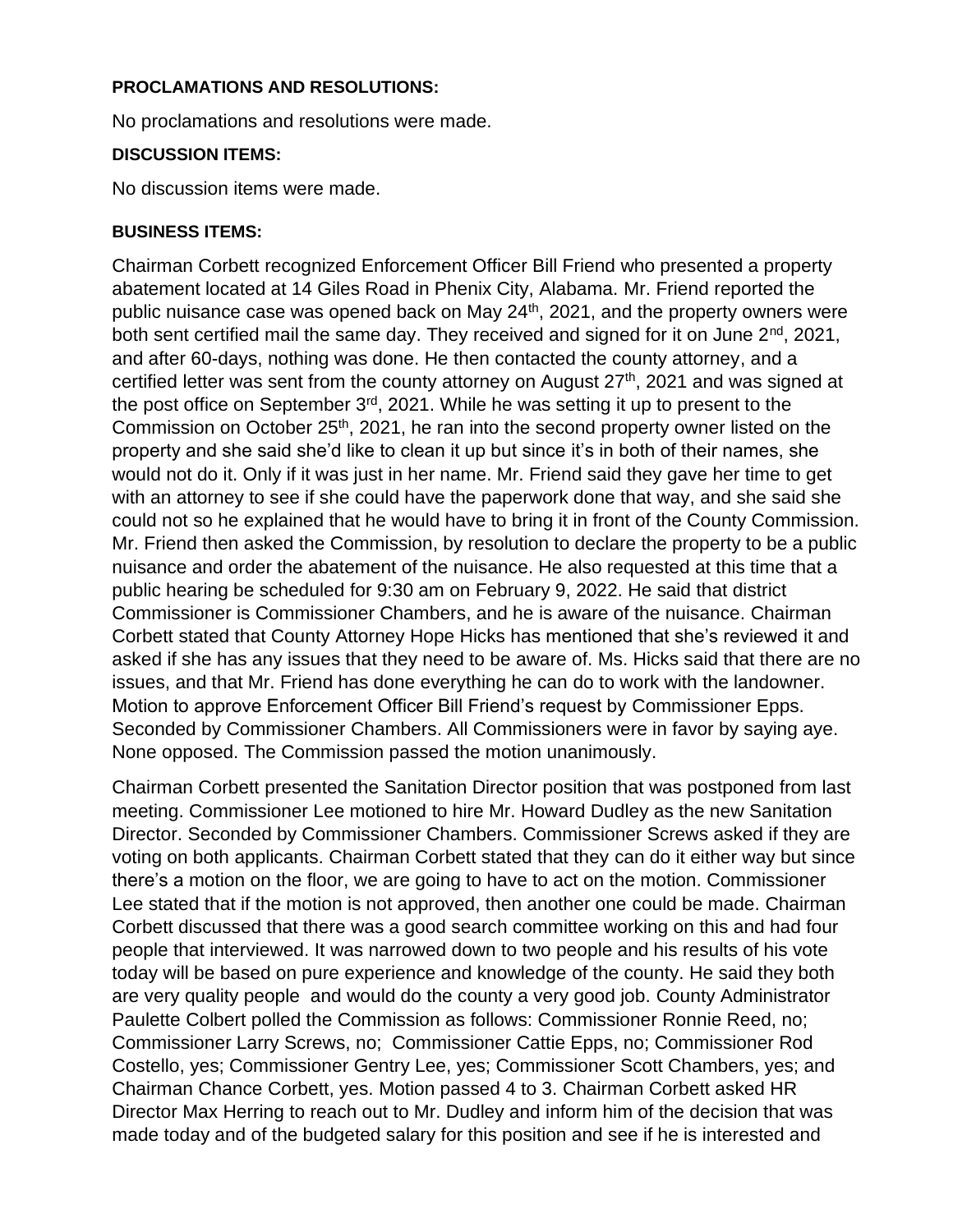**PROCLAMATIONS AND RESOLUTIONS:**

No proclamations and resolutions were made.

**DISCUSSION ITEMS:**

No discussion items were made.

**BUSINESS ITEMS:**

Chairman Corbett recognized Enforcement Officer Bill Friend who presented a property abatement located at 14 Giles Road in Phenix City, Alabama. Mr. Friend reported the public nuisance case was opened back on May 24th, 2021, and the property owners were both sent certified mail the same day. They received and signed for it on June 2nd, 2021, and after 60-days, nothing was done. He then contacted the county attorney, and a certified letter was sent from the county attorney on August 27th, 2021 and was signed at the post office on September 3rd, 2021. While he was setting it up to present to the Commission on October 25th, 2021, he ran into the second property owner listed on the property and she said she'd like to clean it up but since it's in both of their names, she would not do it. Only if it was just in her name. Mr. Friend said they gave her time to get with an attorney to see if she could have the paperwork done that way, and she said she could not so he explained that he would have to bring it in front of the County Commission. Mr. Friend then asked the Commission, by resolution to declare the property to be a public nuisance and order the abatement of the nuisance. He also requested at this time that a public hearing be scheduled for 9:30 am on February 9, 2022. He said that district Commissioner is Commissioner Chambers, and he is aware of the nuisance. Chairman Corbett stated that County Attorney Hope Hicks has mentioned that she's reviewed it and asked if she has any issues that they need to be aware of. Ms. Hicks said that there are no issues, and that Mr. Friend has done everything he can do to work with the landowner. Motion to approve Enforcement Officer Bill Friend's request by Commissioner Epps. Seconded by Commissioner Chambers. All Commissioners were in favor by saying aye. None opposed. The Commission passed the motion unanimously.

Chairman Corbett presented the Sanitation Director position that was postponed from last meeting. Commissioner Lee motioned to hire Mr. Howard Dudley as the new Sanitation Director. Seconded by Commissioner Chambers. Commissioner Screws asked if they are voting on both applicants. Chairman Corbett stated that they can do it either way but since there's a motion on the floor, we are going to have to act on the motion. Commissioner Lee stated that if the motion is not approved, then another one could be made. Chairman Corbett discussed that there was a good search committee working on this and had four people that interviewed. It was narrowed down to two people and his results of his vote today will be based on pure experience and knowledge of the county. He said they both are very quality people and would do the county a very good job. County Administrator Paulette Colbert polled the Commission as follows: Commissioner Ronnie Reed, no; Commissioner Larry Screws, no; Commissioner Cattie Epps, no; Commissioner Rod Costello, yes; Commissioner Gentry Lee, yes; Commissioner Scott Chambers, yes; and Chairman Chance Corbett, yes. Motion passed 4 to 3. Chairman Corbett asked HR Director Max Herring to reach out to Mr. Dudley and inform him of the decision that was made today and of the budgeted salary for this position and see if he is interested and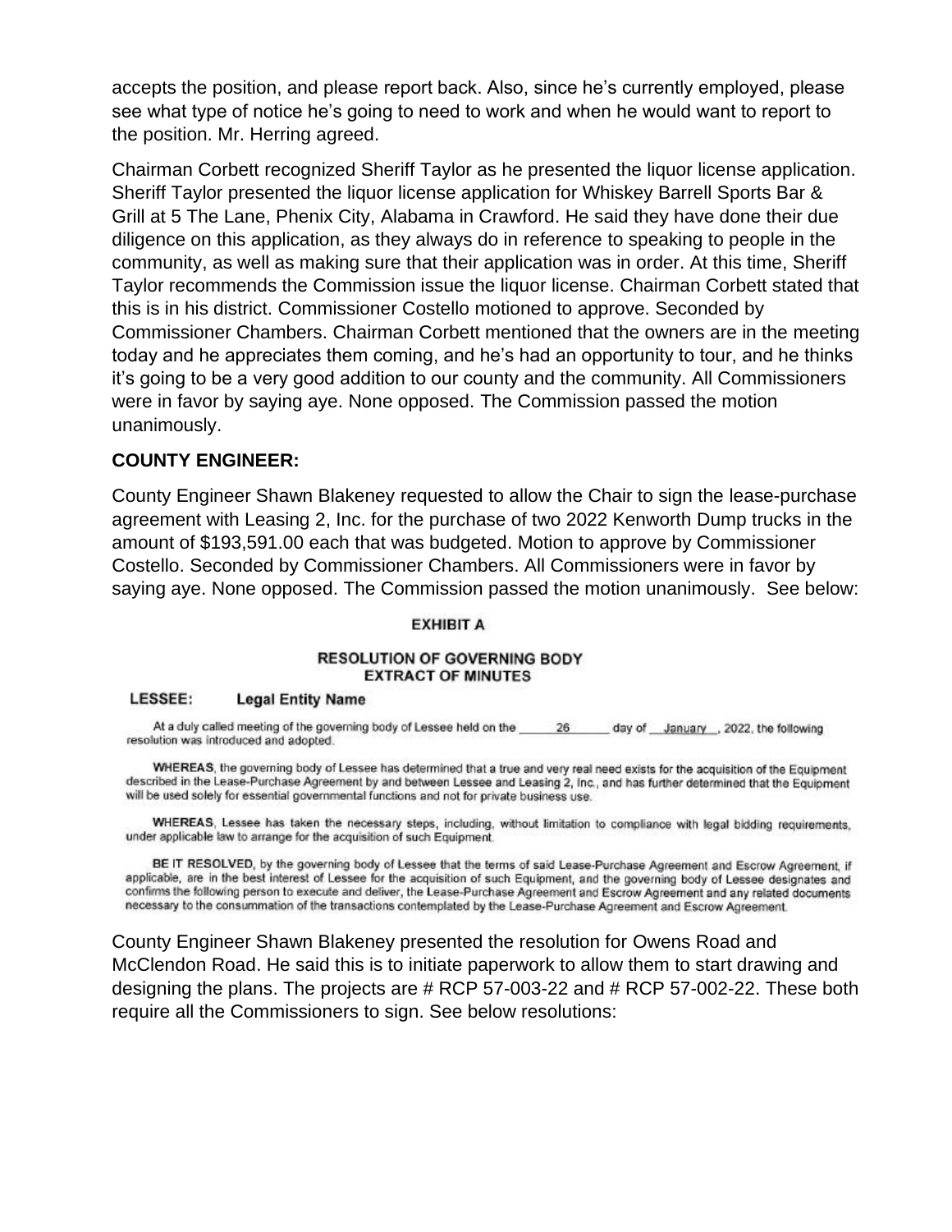accepts the position, and please report back. Also, since he's currently employed, please see what type of notice he's going to need to work and when he would want to report to the position. Mr. Herring agreed.

Chairman Corbett recognized Sheriff Taylor as he presented the liquor license application. Sheriff Taylor presented the liquor license application for Whiskey Barrell Sports Bar & Grill at 5 The Lane, Phenix City, Alabama in Crawford. He said they have done their due diligence on this application, as they always do in reference to speaking to people in the community, as well as making sure that their application was in order. At this time, Sheriff Taylor recommends the Commission issue the liquor license. Chairman Corbett stated that this is in his district. Commissioner Costello motioned to approve. Seconded by Commissioner Chambers. Chairman Corbett mentioned that the owners are in the meeting today and he appreciates them coming, and he's had an opportunity to tour, and he thinks it's going to be a very good addition to our county and the community. All Commissioners were in favor by saying aye. None opposed. The Commission passed the motion unanimously.

**COUNTY ENGINEER:**

County Engineer Shawn Blakeney requested to allow the Chair to sign the lease-purchase agreement with Leasing 2, Inc. for the purchase of two 2022 Kenworth Dump trucks in the amount of $193,591.00 each that was budgeted. Motion to approve by Commissioner Costello. Seconded by Commissioner Chambers. All Commissioners were in favor by saying aye. None opposed. The Commission passed the motion unanimously. See below:

**EXHIBIT A**

**RESOLUTION OF GOVERNING BODY**
**EXTRACT OF MINUTES**

**LESSEE: Legal Entity Name**

At a duly called meeting of the governing body of Lessee held on the 26 day of January, 2022, the following resolution was introduced and adopted.

**WHEREAS**, the governing body of Lessee has determined that a true and very real need exists for the acquisition of the Equipment described in the Lease-Purchase Agreement by and between Lessee and Leasing 2, Inc., and has further determined that the Equipment will be used solely for essential governmental functions and not for private business use.

**WHEREAS**, Lessee has taken the necessary steps, including, without limitation to compliance with legal bidding requirements, under applicable law to arrange for the acquisition of such Equipment.

**BE IT RESOLVED**, by the governing body of Lessee that the terms of said Lease-Purchase Agreement and Escrow Agreement, if applicable, are in the best interest of Lessee for the acquisition of such Equipment, and the governing body of Lessee designates and confirms the following person to execute and deliver, the Lease-Purchase Agreement and Escrow Agreement and any related documents necessary to the consummation of the transactions contemplated by the Lease-Purchase Agreement and Escrow Agreement.

County Engineer Shawn Blakeney presented the resolution for Owens Road and McClendon Road. He said this is to initiate paperwork to allow them to start drawing and designing the plans. The projects are # RCP 57-003-22 and # RCP 57-002-22. These both require all the Commissioners to sign. See below resolutions: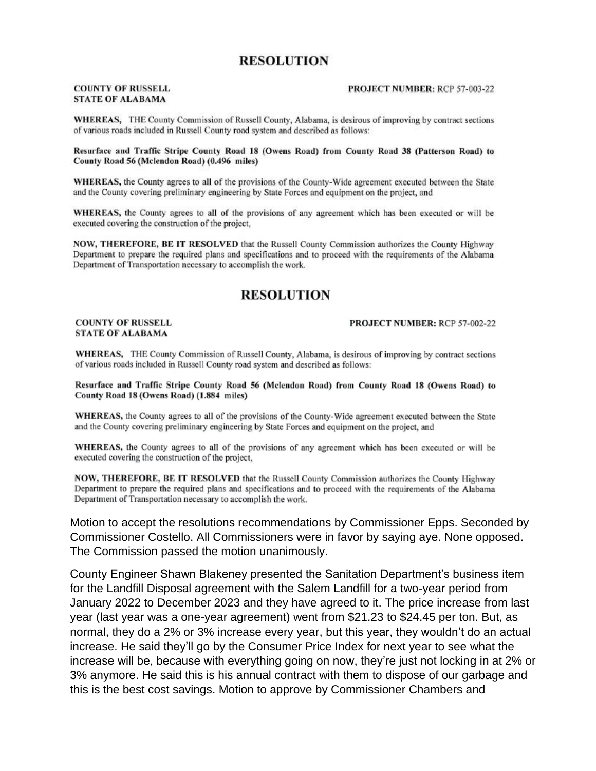## RESOLUTION

**COUNTY OF RUSSELL**
**STATE OF ALABAMA**

**PROJECT NUMBER:** RCP 57-003-22

**WHEREAS,** THE County Commission of Russell County, Alabama, is desirous of improving by contract sections of various roads included in Russell County road system and described as follows:

**Resurface and Traffic Stripe County Road 18 (Owens Road) from County Road 38 (Patterson Road) to County Road 56 (Mclendon Road) (0.496 miles)**

**WHEREAS,** the County agrees to all of the provisions of the County-Wide agreement executed between the State and the County covering preliminary engineering by State Forces and equipment on the project, and

**WHEREAS,** the County agrees to all of the provisions of any agreement which has been executed or will be executed covering the construction of the project,

**NOW, THEREFORE, BE IT RESOLVED** that the Russell County Commission authorizes the County Highway Department to prepare the required plans and specifications and to proceed with the requirements of the Alabama Department of Transportation necessary to accomplish the work.

## RESOLUTION

**COUNTY OF RUSSELL**
**STATE OF ALABAMA**

**PROJECT NUMBER:** RCP 57-002-22

**WHEREAS,** THE County Commission of Russell County, Alabama, is desirous of improving by contract sections of various roads included in Russell County road system and described as follows:

**Resurface and Traffic Stripe County Road 56 (Mclendon Road) from County Road 18 (Owens Road) to County Road 18 (Owens Road) (1.884 miles)**

**WHEREAS,** the County agrees to all of the provisions of the County-Wide agreement executed between the State and the County covering preliminary engineering by State Forces and equipment on the project, and

**WHEREAS,** the County agrees to all of the provisions of any agreement which has been executed or will be executed covering the construction of the project,

**NOW, THEREFORE, BE IT RESOLVED** that the Russell County Commission authorizes the County Highway Department to prepare the required plans and specifications and to proceed with the requirements of the Alabama Department of Transportation necessary to accomplish the work.

Motion to accept the resolutions recommendations by Commissioner Epps. Seconded by Commissioner Costello. All Commissioners were in favor by saying aye. None opposed. The Commission passed the motion unanimously.

County Engineer Shawn Blakeney presented the Sanitation Department's business item for the Landfill Disposal agreement with the Salem Landfill for a two-year period from January 2022 to December 2023 and they have agreed to it. The price increase from last year (last year was a one-year agreement) went from $21.23 to $24.45 per ton. But, as normal, they do a 2% or 3% increase every year, but this year, they wouldn't do an actual increase. He said they'll go by the Consumer Price Index for next year to see what the increase will be, because with everything going on now, they're just not locking in at 2% or 3% anymore. He said this is his annual contract with them to dispose of our garbage and this is the best cost savings. Motion to approve by Commissioner Chambers and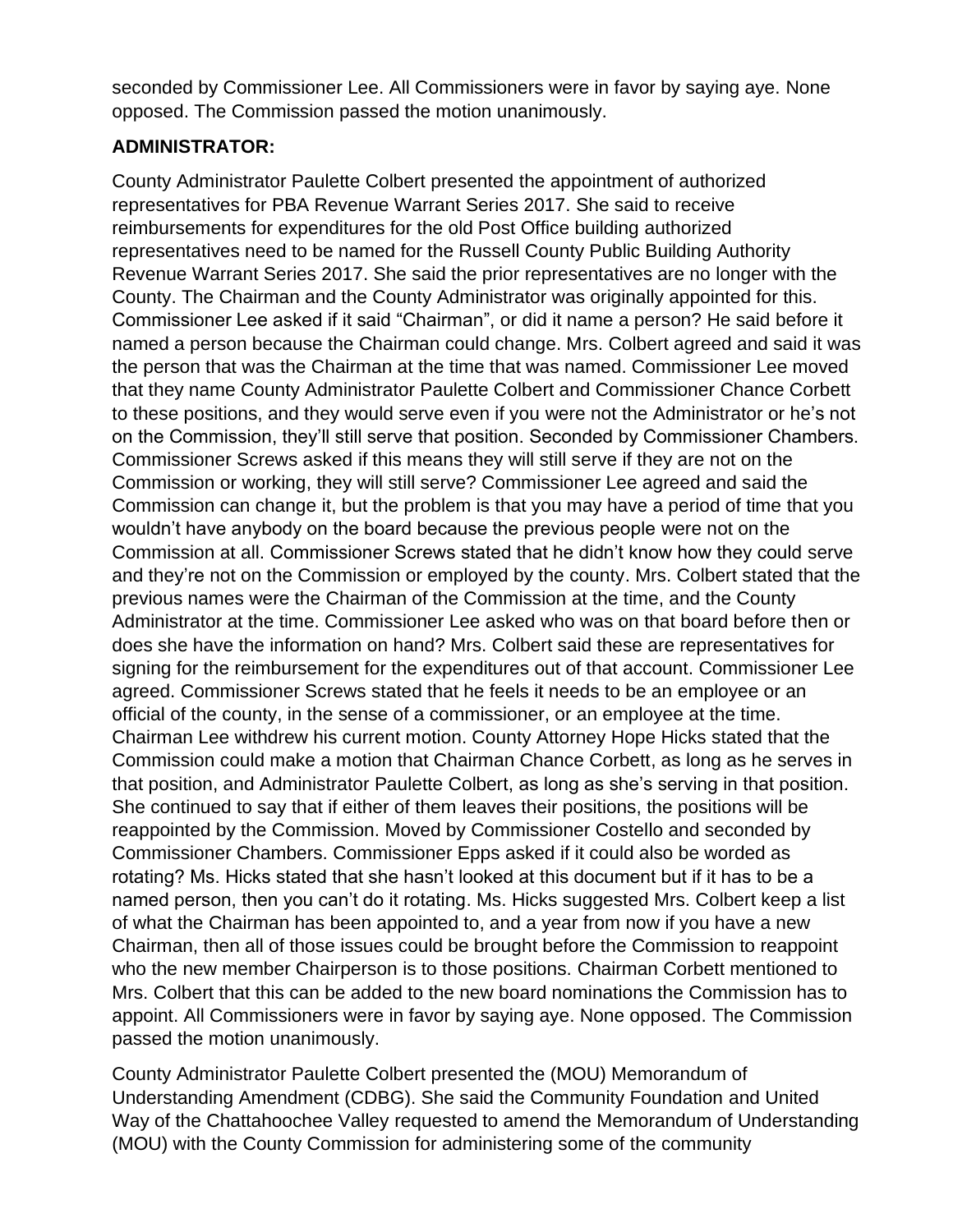seconded by Commissioner Lee. All Commissioners were in favor by saying aye. None opposed. The Commission passed the motion unanimously.

**ADMINISTRATOR:**

County Administrator Paulette Colbert presented the appointment of authorized representatives for PBA Revenue Warrant Series 2017. She said to receive reimbursements for expenditures for the old Post Office building authorized representatives need to be named for the Russell County Public Building Authority Revenue Warrant Series 2017. She said the prior representatives are no longer with the County. The Chairman and the County Administrator was originally appointed for this. Commissioner Lee asked if it said "Chairman", or did it name a person? He said before it named a person because the Chairman could change. Mrs. Colbert agreed and said it was the person that was the Chairman at the time that was named. Commissioner Lee moved that they name County Administrator Paulette Colbert and Commissioner Chance Corbett to these positions, and they would serve even if you were not the Administrator or he's not on the Commission, they'll still serve that position. Seconded by Commissioner Chambers. Commissioner Screws asked if this means they will still serve if they are not on the Commission or working, they will still serve? Commissioner Lee agreed and said the Commission can change it, but the problem is that you may have a period of time that you wouldn't have anybody on the board because the previous people were not on the Commission at all. Commissioner Screws stated that he didn't know how they could serve and they're not on the Commission or employed by the county. Mrs. Colbert stated that the previous names were the Chairman of the Commission at the time, and the County Administrator at the time. Commissioner Lee asked who was on that board before then or does she have the information on hand? Mrs. Colbert said these are representatives for signing for the reimbursement for the expenditures out of that account. Commissioner Lee agreed. Commissioner Screws stated that he feels it needs to be an employee or an official of the county, in the sense of a commissioner, or an employee at the time. Chairman Lee withdrew his current motion. County Attorney Hope Hicks stated that the Commission could make a motion that Chairman Chance Corbett, as long as he serves in that position, and Administrator Paulette Colbert, as long as she's serving in that position. She continued to say that if either of them leaves their positions, the positions will be reappointed by the Commission. Moved by Commissioner Costello and seconded by Commissioner Chambers. Commissioner Epps asked if it could also be worded as rotating? Ms. Hicks stated that she hasn't looked at this document but if it has to be a named person, then you can't do it rotating. Ms. Hicks suggested Mrs. Colbert keep a list of what the Chairman has been appointed to, and a year from now if you have a new Chairman, then all of those issues could be brought before the Commission to reappoint who the new member Chairperson is to those positions. Chairman Corbett mentioned to Mrs. Colbert that this can be added to the new board nominations the Commission has to appoint. All Commissioners were in favor by saying aye. None opposed. The Commission passed the motion unanimously.

County Administrator Paulette Colbert presented the (MOU) Memorandum of Understanding Amendment (CDBG). She said the Community Foundation and United Way of the Chattahoochee Valley requested to amend the Memorandum of Understanding (MOU) with the County Commission for administering some of the community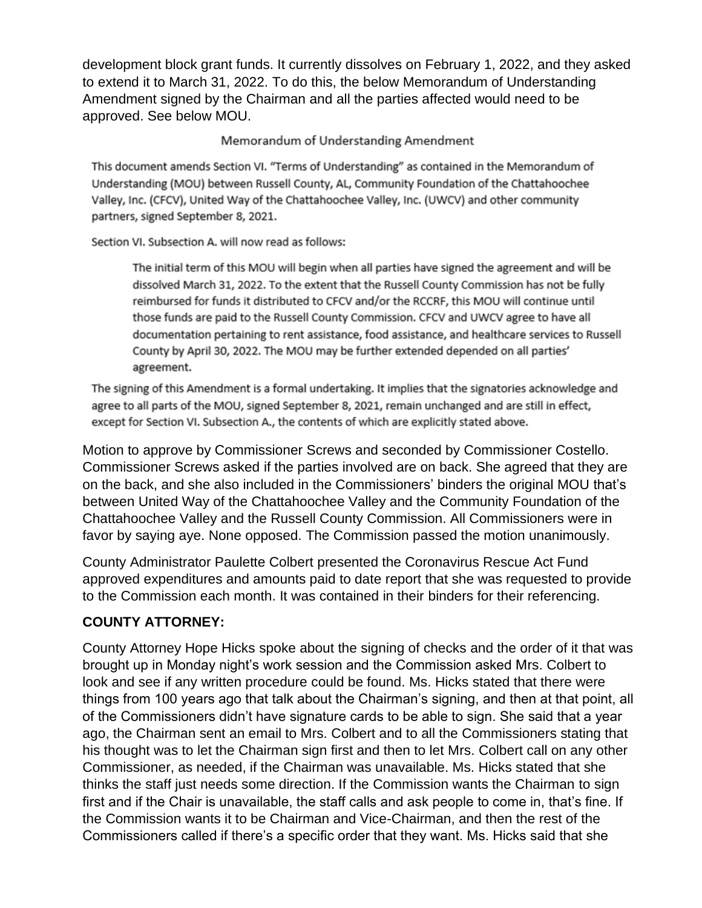development block grant funds. It currently dissolves on February 1, 2022, and they asked to extend it to March 31, 2022. To do this, the below Memorandum of Understanding Amendment signed by the Chairman and all the parties affected would need to be approved. See below MOU.

Memorandum of Understanding Amendment

This document amends Section VI. "Terms of Understanding" as contained in the Memorandum of Understanding (MOU) between Russell County, AL, Community Foundation of the Chattahoochee Valley, Inc. (CFCV), United Way of the Chattahoochee Valley, Inc. (UWCV) and other community partners, signed September 8, 2021.

Section VI. Subsection A. will now read as follows:

> The initial term of this MOU will begin when all parties have signed the agreement and will be dissolved March 31, 2022. To the extent that the Russell County Commission has not be fully reimbursed for funds it distributed to CFCV and/or the RCCRF, this MOU will continue until those funds are paid to the Russell County Commission. CFCV and UWCV agree to have all documentation pertaining to rent assistance, food assistance, and healthcare services to Russell County by April 30, 2022. The MOU may be further extended depended on all parties' agreement.

The signing of this Amendment is a formal undertaking. It implies that the signatories acknowledge and agree to all parts of the MOU, signed September 8, 2021, remain unchanged and are still in effect, except for Section VI. Subsection A., the contents of which are explicitly stated above.

Motion to approve by Commissioner Screws and seconded by Commissioner Costello. Commissioner Screws asked if the parties involved are on back. She agreed that they are on the back, and she also included in the Commissioners' binders the original MOU that's between United Way of the Chattahoochee Valley and the Community Foundation of the Chattahoochee Valley and the Russell County Commission. All Commissioners were in favor by saying aye. None opposed. The Commission passed the motion unanimously.

County Administrator Paulette Colbert presented the Coronavirus Rescue Act Fund approved expenditures and amounts paid to date report that she was requested to provide to the Commission each month. It was contained in their binders for their referencing.

**COUNTY ATTORNEY:**

County Attorney Hope Hicks spoke about the signing of checks and the order of it that was brought up in Monday night's work session and the Commission asked Mrs. Colbert to look and see if any written procedure could be found. Ms. Hicks stated that there were things from 100 years ago that talk about the Chairman's signing, and then at that point, all of the Commissioners didn't have signature cards to be able to sign. She said that a year ago, the Chairman sent an email to Mrs. Colbert and to all the Commissioners stating that his thought was to let the Chairman sign first and then to let Mrs. Colbert call on any other Commissioner, as needed, if the Chairman was unavailable. Ms. Hicks stated that she thinks the staff just needs some direction. If the Commission wants the Chairman to sign first and if the Chair is unavailable, the staff calls and ask people to come in, that's fine. If the Commission wants it to be Chairman and Vice-Chairman, and then the rest of the Commissioners called if there's a specific order that they want. Ms. Hicks said that she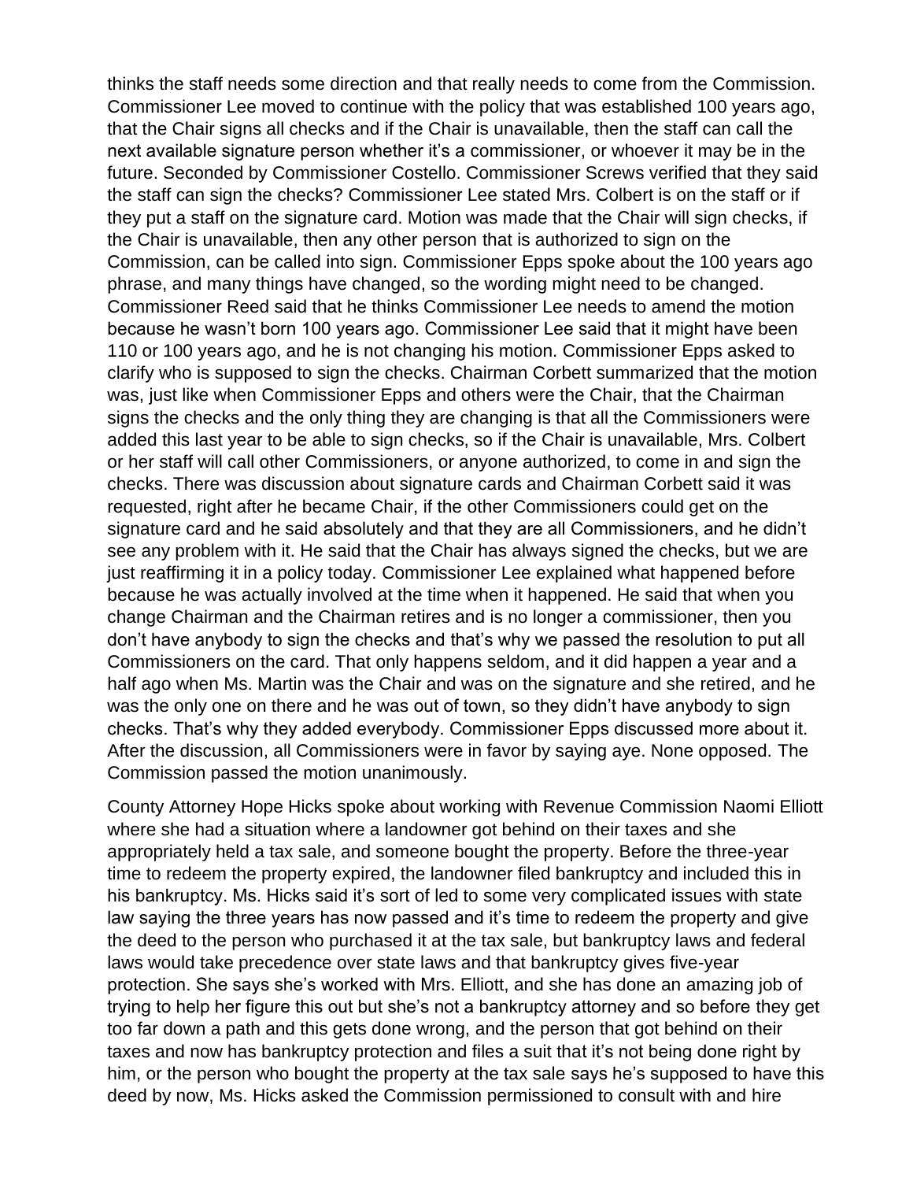thinks the staff needs some direction and that really needs to come from the Commission. Commissioner Lee moved to continue with the policy that was established 100 years ago, that the Chair signs all checks and if the Chair is unavailable, then the staff can call the next available signature person whether it's a commissioner, or whoever it may be in the future. Seconded by Commissioner Costello. Commissioner Screws verified that they said the staff can sign the checks? Commissioner Lee stated Mrs. Colbert is on the staff or if they put a staff on the signature card. Motion was made that the Chair will sign checks, if the Chair is unavailable, then any other person that is authorized to sign on the Commission, can be called into sign. Commissioner Epps spoke about the 100 years ago phrase, and many things have changed, so the wording might need to be changed. Commissioner Reed said that he thinks Commissioner Lee needs to amend the motion because he wasn't born 100 years ago. Commissioner Lee said that it might have been 110 or 100 years ago, and he is not changing his motion. Commissioner Epps asked to clarify who is supposed to sign the checks. Chairman Corbett summarized that the motion was, just like when Commissioner Epps and others were the Chair, that the Chairman signs the checks and the only thing they are changing is that all the Commissioners were added this last year to be able to sign checks, so if the Chair is unavailable, Mrs. Colbert or her staff will call other Commissioners, or anyone authorized, to come in and sign the checks. There was discussion about signature cards and Chairman Corbett said it was requested, right after he became Chair, if the other Commissioners could get on the signature card and he said absolutely and that they are all Commissioners, and he didn't see any problem with it. He said that the Chair has always signed the checks, but we are just reaffirming it in a policy today. Commissioner Lee explained what happened before because he was actually involved at the time when it happened. He said that when you change Chairman and the Chairman retires and is no longer a commissioner, then you don't have anybody to sign the checks and that's why we passed the resolution to put all Commissioners on the card. That only happens seldom, and it did happen a year and a half ago when Ms. Martin was the Chair and was on the signature and she retired, and he was the only one on there and he was out of town, so they didn't have anybody to sign checks. That's why they added everybody. Commissioner Epps discussed more about it. After the discussion, all Commissioners were in favor by saying aye. None opposed. The Commission passed the motion unanimously.

County Attorney Hope Hicks spoke about working with Revenue Commission Naomi Elliott where she had a situation where a landowner got behind on their taxes and she appropriately held a tax sale, and someone bought the property. Before the three-year time to redeem the property expired, the landowner filed bankruptcy and included this in his bankruptcy. Ms. Hicks said it's sort of led to some very complicated issues with state law saying the three years has now passed and it's time to redeem the property and give the deed to the person who purchased it at the tax sale, but bankruptcy laws and federal laws would take precedence over state laws and that bankruptcy gives five-year protection. She says she's worked with Mrs. Elliott, and she has done an amazing job of trying to help her figure this out but she's not a bankruptcy attorney and so before they get too far down a path and this gets done wrong, and the person that got behind on their taxes and now has bankruptcy protection and files a suit that it's not being done right by him, or the person who bought the property at the tax sale says he's supposed to have this deed by now, Ms. Hicks asked the Commission permissioned to consult with and hire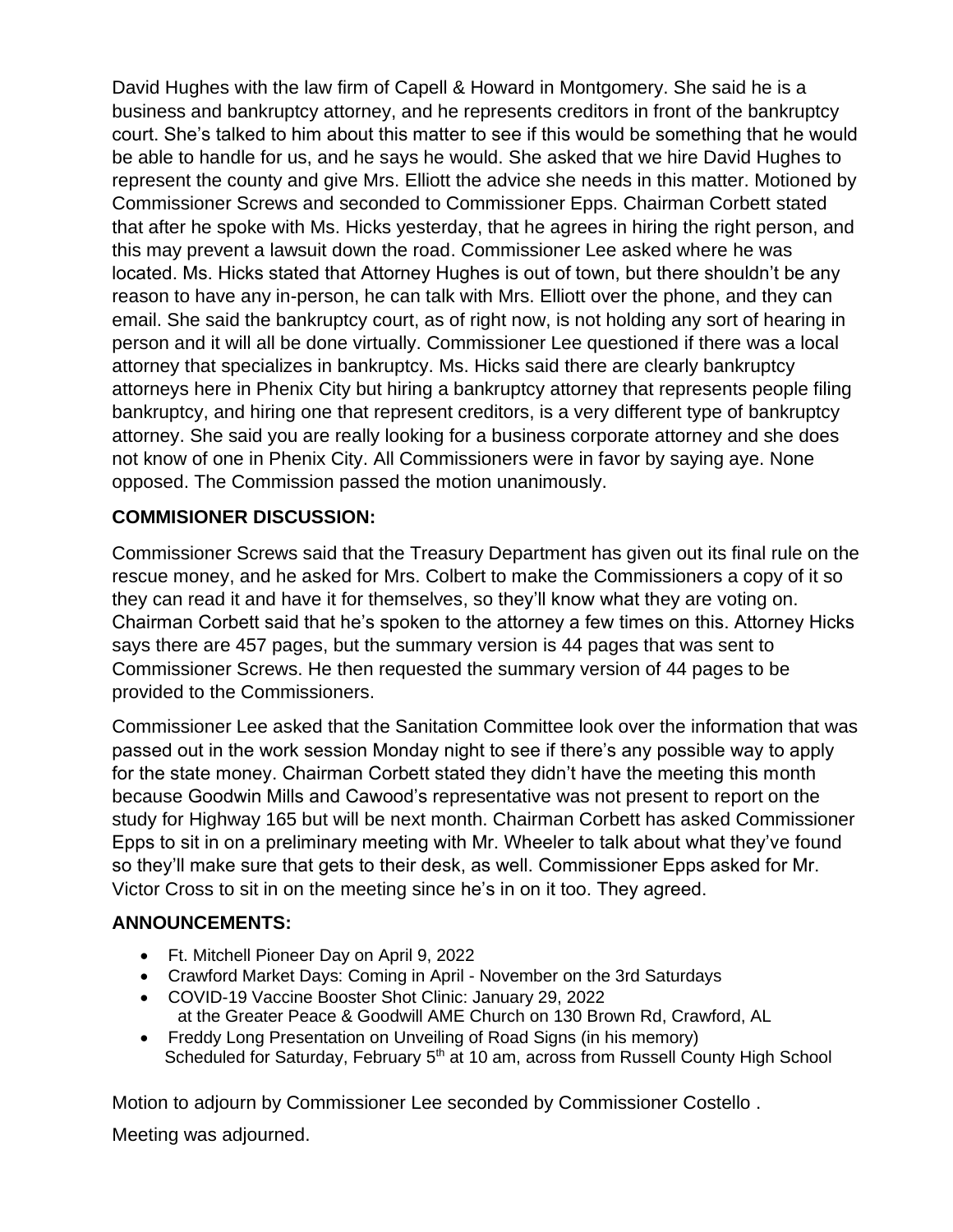David Hughes with the law firm of Capell & Howard in Montgomery. She said he is a business and bankruptcy attorney, and he represents creditors in front of the bankruptcy court. She's talked to him about this matter to see if this would be something that he would be able to handle for us, and he says he would. She asked that we hire David Hughes to represent the county and give Mrs. Elliott the advice she needs in this matter. Motioned by Commissioner Screws and seconded to Commissioner Epps. Chairman Corbett stated that after he spoke with Ms. Hicks yesterday, that he agrees in hiring the right person, and this may prevent a lawsuit down the road. Commissioner Lee asked where he was located. Ms. Hicks stated that Attorney Hughes is out of town, but there shouldn't be any reason to have any in-person, he can talk with Mrs. Elliott over the phone, and they can email. She said the bankruptcy court, as of right now, is not holding any sort of hearing in person and it will all be done virtually. Commissioner Lee questioned if there was a local attorney that specializes in bankruptcy. Ms. Hicks said there are clearly bankruptcy attorneys here in Phenix City but hiring a bankruptcy attorney that represents people filing bankruptcy, and hiring one that represent creditors, is a very different type of bankruptcy attorney. She said you are really looking for a business corporate attorney and she does not know of one in Phenix City. All Commissioners were in favor by saying aye. None opposed. The Commission passed the motion unanimously.

**COMMISIONER DISCUSSION:**

Commissioner Screws said that the Treasury Department has given out its final rule on the rescue money, and he asked for Mrs. Colbert to make the Commissioners a copy of it so they can read it and have it for themselves, so they'll know what they are voting on. Chairman Corbett said that he's spoken to the attorney a few times on this. Attorney Hicks says there are 457 pages, but the summary version is 44 pages that was sent to Commissioner Screws. He then requested the summary version of 44 pages to be provided to the Commissioners.

Commissioner Lee asked that the Sanitation Committee look over the information that was passed out in the work session Monday night to see if there's any possible way to apply for the state money. Chairman Corbett stated they didn't have the meeting this month because Goodwin Mills and Cawood's representative was not present to report on the study for Highway 165 but will be next month. Chairman Corbett has asked Commissioner Epps to sit in on a preliminary meeting with Mr. Wheeler to talk about what they've found so they'll make sure that gets to their desk, as well. Commissioner Epps asked for Mr. Victor Cross to sit in on the meeting since he's in on it too. They agreed.

**ANNOUNCEMENTS:**

- Ft. Mitchell Pioneer Day on April 9, 2022
- Crawford Market Days: Coming in April - November on the 3rd Saturdays
- COVID-19 Vaccine Booster Shot Clinic: January 29, 2022
  at the Greater Peace & Goodwill AME Church on 130 Brown Rd, Crawford, AL
- Freddy Long Presentation on Unveiling of Road Signs (in his memory)
  Scheduled for Saturday, February 5th at 10 am, across from Russell County High School

Motion to adjourn by Commissioner Lee seconded by Commissioner Costello .

Meeting was adjourned.